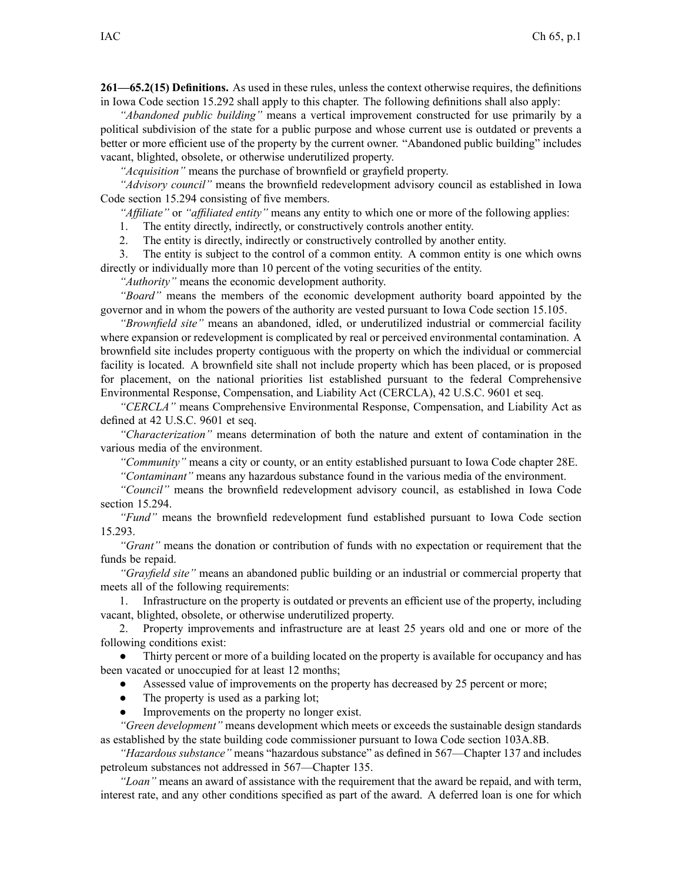**261—65.2(15) Definitions.** As used in these rules, unless the context otherwise requires, the definitions in Iowa Code section 15.292 shall apply to this chapter. The following definitions shall also apply:

*"Abandoned public building"* means a vertical improvement constructed for use primarily by a political subdivision of the state for a public purpose and whose current use is outdated or prevents a better or more efficient use of the property by the current owner. "Abandoned public building" includes vacant, blighted, obsolete, or otherwise underutilized property.

*"Acquisition"* means the purchase of brownfield or grayfield property.

*"Advisory council"* means the brownfield redevelopment advisory council as established in Iowa Code section 15.294 consisting of five members.

*"Affiliate"* or *"affiliated entity"* means any entity to which one or more of the following applies:

1. The entity directly, indirectly, or constructively controls another entity.
2. The entity is directly, indirectly or constructively controlled by another entity.
3. The entity is subject to the control of a common entity. A common entity is one which owns directly or individually more than 10 percent of the voting securities of the entity.

*"Authority"* means the economic development authority.

*"Board"* means the members of the economic development authority board appointed by the governor and in whom the powers of the authority are vested pursuant to Iowa Code section 15.105.

*"Brownfield site"* means an abandoned, idled, or underutilized industrial or commercial facility where expansion or redevelopment is complicated by real or perceived environmental contamination. A brownfield site includes property contiguous with the property on which the individual or commercial facility is located. A brownfield site shall not include property which has been placed, or is proposed for placement, on the national priorities list established pursuant to the federal Comprehensive Environmental Response, Compensation, and Liability Act (CERCLA), 42 U.S.C. 9601 et seq.

*"CERCLA"* means Comprehensive Environmental Response, Compensation, and Liability Act as defined at 42 U.S.C. 9601 et seq.

*"Characterization"* means determination of both the nature and extent of contamination in the various media of the environment.

*"Community"* means a city or county, or an entity established pursuant to Iowa Code chapter 28E.

*"Contaminant"* means any hazardous substance found in the various media of the environment.

*"Council"* means the brownfield redevelopment advisory council, as established in Iowa Code section 15.294.

*"Fund"* means the brownfield redevelopment fund established pursuant to Iowa Code section 15.293.

*"Grant"* means the donation or contribution of funds with no expectation or requirement that the funds be repaid.

*"Grayfield site"* means an abandoned public building or an industrial or commercial property that meets all of the following requirements:

1. Infrastructure on the property is outdated or prevents an efficient use of the property, including vacant, blighted, obsolete, or otherwise underutilized property.
2. Property improvements and infrastructure are at least 25 years old and one or more of the following conditions exist:
   - Thirty percent or more of a building located on the property is available for occupancy and has been vacated or unoccupied for at least 12 months;
   - Assessed value of improvements on the property has decreased by 25 percent or more;
   - The property is used as a parking lot;
   - Improvements on the property no longer exist.

*"Green development"* means development which meets or exceeds the sustainable design standards as established by the state building code commissioner pursuant to Iowa Code section 103A.8B.

*"Hazardous substance"* means "hazardous substance" as defined in 567—Chapter 137 and includes petroleum substances not addressed in 567—Chapter 135.

*"Loan"* means an award of assistance with the requirement that the award be repaid, and with term, interest rate, and any other conditions specified as part of the award. A deferred loan is one for which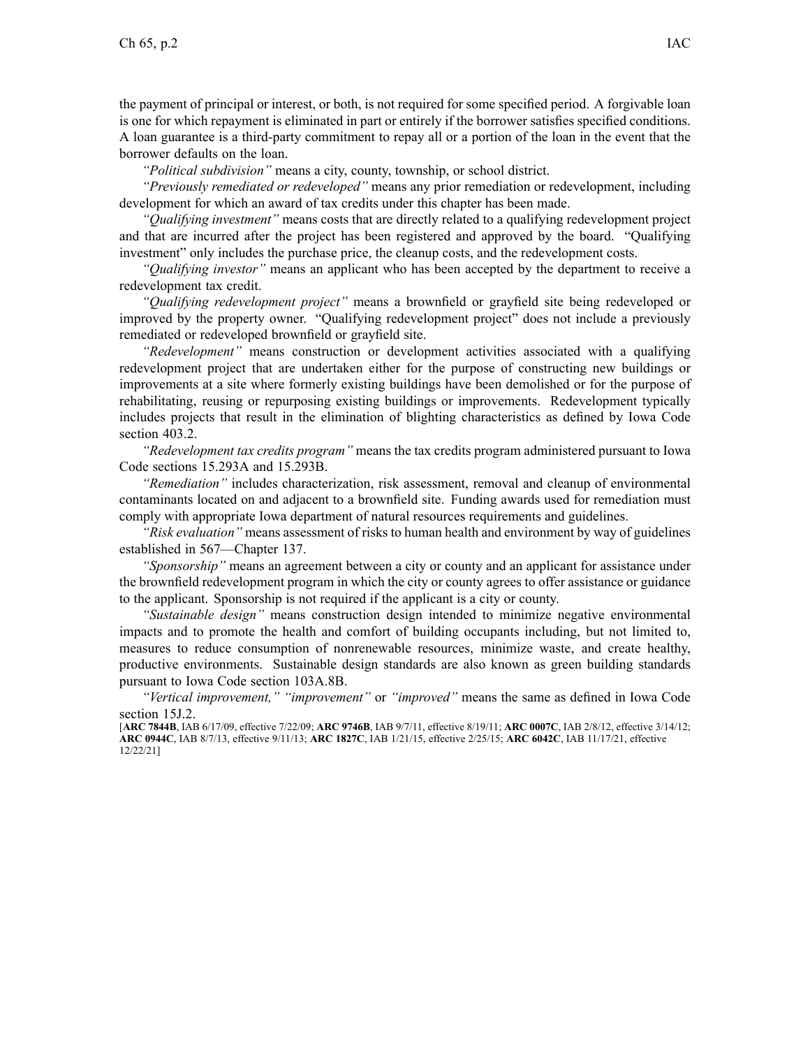the payment of principal or interest, or both, is not required for some specified period. A forgivable loan is one for which repayment is eliminated in part or entirely if the borrower satisfies specified conditions. A loan guarantee is a third-party commitment to repay all or a portion of the loan in the event that the borrower defaults on the loan.

*"Political subdivision"* means a city, county, township, or school district.

*"Previously remediated or redeveloped"* means any prior remediation or redevelopment, including development for which an award of tax credits under this chapter has been made.

*"Qualifying investment"* means costs that are directly related to a qualifying redevelopment project and that are incurred after the project has been registered and approved by the board. "Qualifying investment" only includes the purchase price, the cleanup costs, and the redevelopment costs.

*"Qualifying investor"* means an applicant who has been accepted by the department to receive a redevelopment tax credit.

*"Qualifying redevelopment project"* means a brownfield or grayfield site being redeveloped or improved by the property owner. "Qualifying redevelopment project" does not include a previously remediated or redeveloped brownfield or grayfield site.

*"Redevelopment"* means construction or development activities associated with a qualifying redevelopment project that are undertaken either for the purpose of constructing new buildings or improvements at a site where formerly existing buildings have been demolished or for the purpose of rehabilitating, reusing or repurposing existing buildings or improvements. Redevelopment typically includes projects that result in the elimination of blighting characteristics as defined by Iowa Code section 403.2.

*"Redevelopment tax credits program"* means the tax credits program administered pursuant to Iowa Code sections 15.293A and 15.293B.

*"Remediation"* includes characterization, risk assessment, removal and cleanup of environmental contaminants located on and adjacent to a brownfield site. Funding awards used for remediation must comply with appropriate Iowa department of natural resources requirements and guidelines.

*"Risk evaluation"* means assessment of risks to human health and environment by way of guidelines established in 567—Chapter 137.

*"Sponsorship"* means an agreement between a city or county and an applicant for assistance under the brownfield redevelopment program in which the city or county agrees to offer assistance or guidance to the applicant. Sponsorship is not required if the applicant is a city or county.

*"Sustainable design"* means construction design intended to minimize negative environmental impacts and to promote the health and comfort of building occupants including, but not limited to, measures to reduce consumption of nonrenewable resources, minimize waste, and create healthy, productive environments. Sustainable design standards are also known as green building standards pursuant to Iowa Code section 103A.8B.

*"Vertical improvement," "improvement"* or *"improved"* means the same as defined in Iowa Code section 15J.2.

[**ARC 7844B**, IAB 6/17/09, effective 7/22/09; **ARC 9746B**, IAB 9/7/11, effective 8/19/11; **ARC 0007C**, IAB 2/8/12, effective 3/14/12; **ARC 0944C**, IAB 8/7/13, effective 9/11/13; **ARC 1827C**, IAB 1/21/15, effective 2/25/15; **ARC 6042C**, IAB 11/17/21, effective 12/22/21]